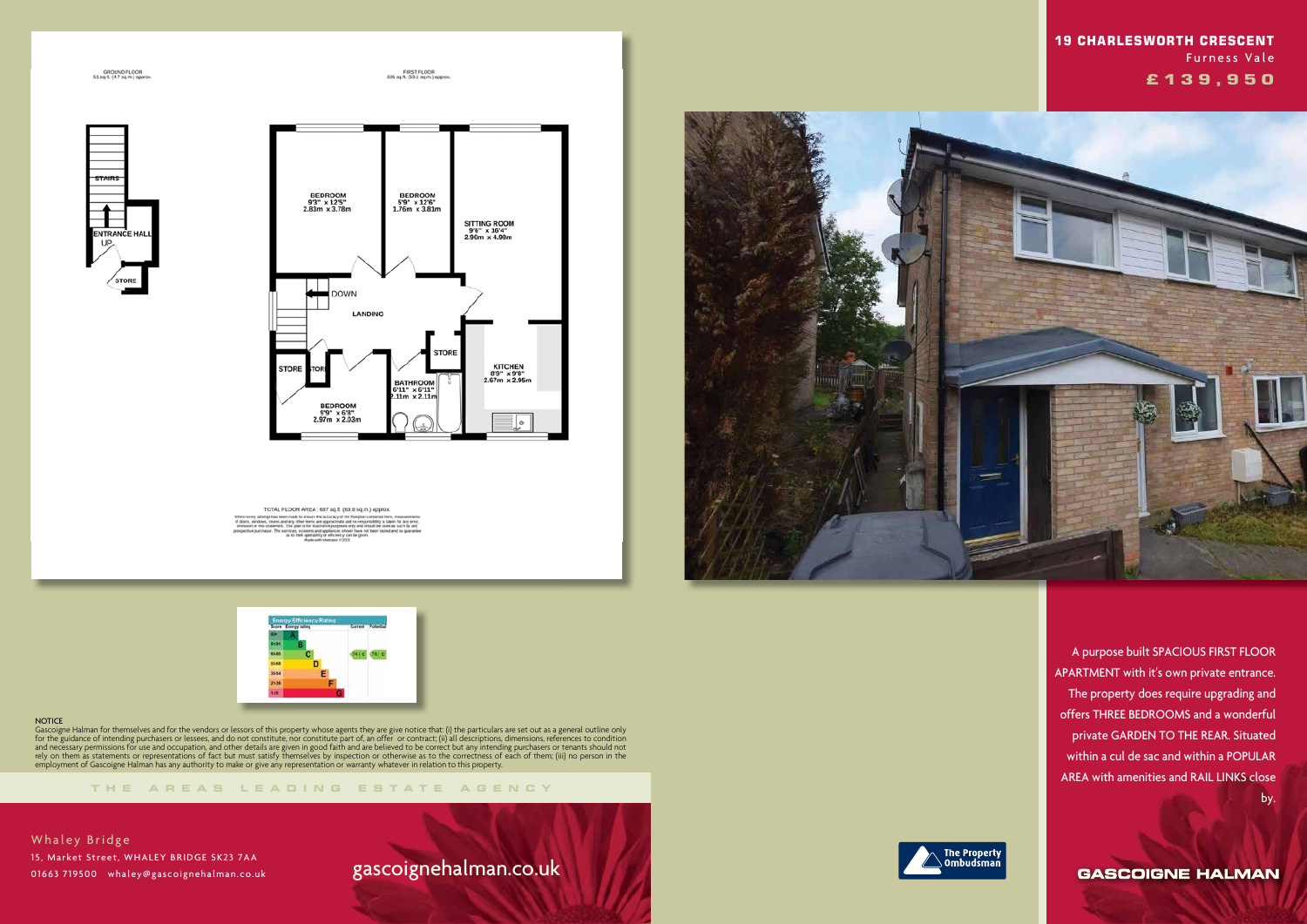# 19 CHARLESWORTH CRESCENT

Furness Vale

**£139,950**

GROUND FLOOR
51 sq.ft. (4.7 sq.m.) approx.

FIRST FLOOR
636 sq.ft. (59.1 sq.m.) approx.

STAIRS

ENTRANCE HALL

UP

STORE

BEDROOM
9'3" x 12'5"
2.83m x 3.78m

BEDROOM
5'9" x 12'6"
1.76m x 3.81m

SITTING ROOM
9'6" x 16'4"
2.90m x 4.99m

DOWN

LANDING

STORE

STORE

STORE

BATHROOM
6'11" x 6'11"
2.11m x 2.11m

KITCHEN
8'9" x 9'8"
2.67m x 2.95m

BEDROOM
9'9" x 6'8"
2.97m x 2.03m

TOTAL FLOOR AREA : 687 sq.ft. (63.8 sq.m.) approx.

Whilst every attempt has been made to ensure the accuracy of the floorplan contained here, measurements of doors, windows, rooms and any other items are approximate and no responsibility is taken for any error, omission or mis-statement. This plan is for illustrative purposes only and should be used as such by any prospective purchaser. The services, systems and appliances shown have not been tested and no guarantee as to their operability or efficiency can be given.
Made with Metropix ©2013

**Energy Efficiency Rating**

| Score | Energy rating | Current | Potential |
|---|---|---|---|
| 92+ | A | | |
| 81-91 | B | | |
| 69-80 | C | 74 C | 78 C |
| 55-68 | D | | |
| 39-54 | E | | |
| 21-38 | F | | |
| 1-20 | G | | |

A purpose built SPACIOUS FIRST FLOOR APARTMENT with it's own private entrance. The property does require upgrading and offers THREE BEDROOMS and a wonderful private GARDEN TO THE REAR. Situated within a cul de sac and within a POPULAR AREA with amenities and RAIL LINKS close by.

NOTICE

Gascoigne Halman for themselves and for the vendors or lessors of this property whose agents they are give notice that: (i) the particulars are set out as a general outline only for the guidance of intending purchasers or lessees, and do not constitute, nor constitute part of, an offer or contract; (ii) all descriptions, dimensions, references to condition and necessary permissions for use and occupation, and other details are given in good faith and are believed to be correct but any intending purchasers or tenants should not rely on them as statements or representations of fact but must satisfy themselves by inspection or otherwise as to the correctness of each of them; (iii) no person in the employment of Gascoigne Halman has any authority to make or give any representation or warranty whatever in relation to this property.

THE AREAS LEADING ESTATE AGENCY

Whaley Bridge
15, Market Street, WHALEY BRIDGE SK23 7AA
01663 719500 whaley@gascoignehalman.co.uk

gascoignehalman.co.uk

The Property Ombudsman

GASCOIGNE HALMAN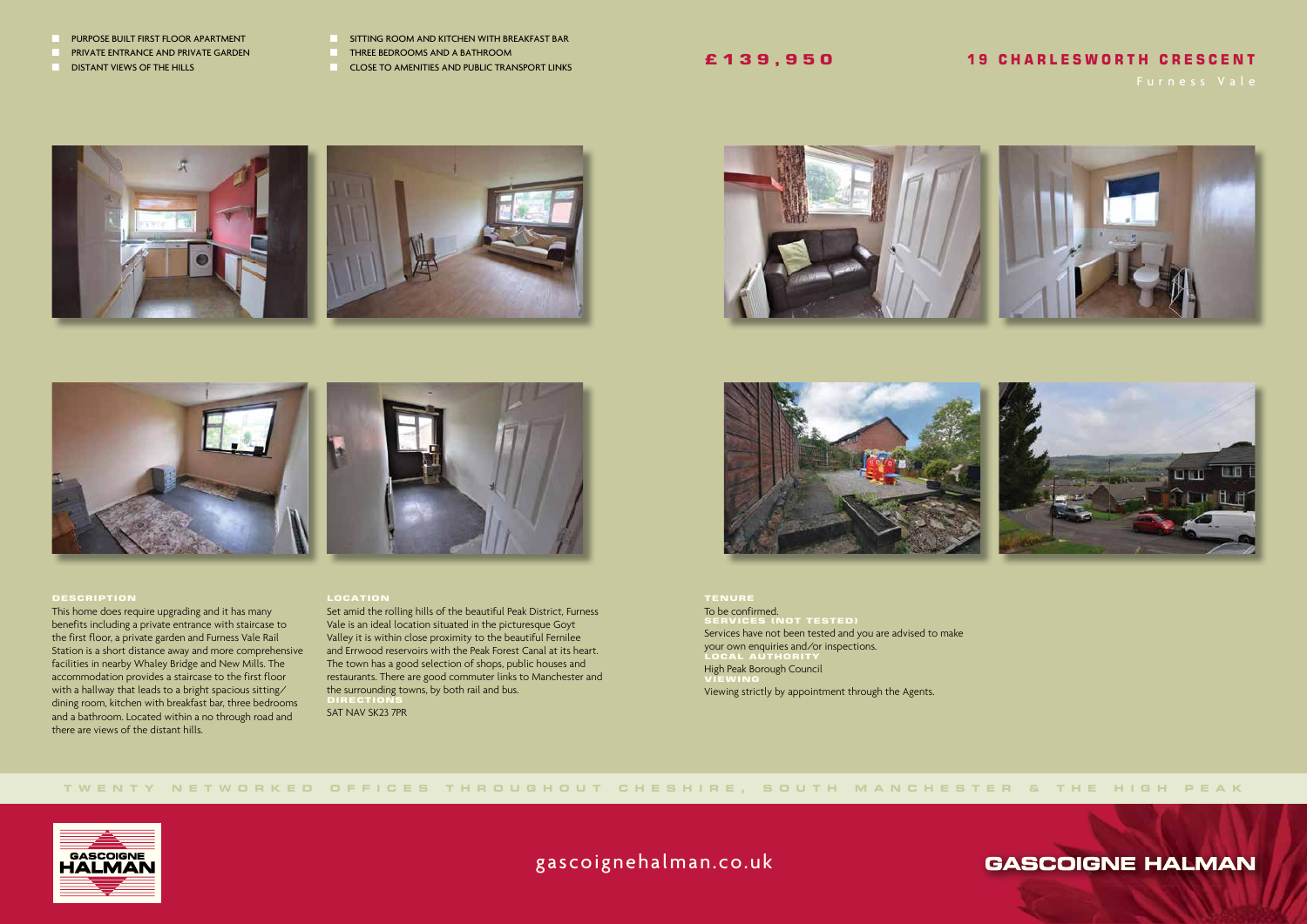- PURPOSE BUILT FIRST FLOOR APARTMENT
- PRIVATE ENTRANCE AND PRIVATE GARDEN
- DISTANT VIEWS OF THE HILLS
- SITTING ROOM AND KITCHEN WITH BREAKFAST BAR
- THREE BEDROOMS AND A BATHROOM
- CLOSE TO AMENITIES AND PUBLIC TRANSPORT LINKS

**£139,950**

# 19 CHARLESWORTH CRESCENT

Furness Vale

## DESCRIPTION

This home does require upgrading and it has many benefits including a private entrance with staircase to the first floor, a private garden and Furness Vale Rail Station is a short distance away and more comprehensive facilities in nearby Whaley Bridge and New Mills. The accommodation provides a staircase to the first floor with a hallway that leads to a bright spacious sitting/dining room, kitchen with breakfast bar, three bedrooms and a bathroom. Located within a no through road and there are views of the distant hills.

## LOCATION

Set amid the rolling hills of the beautiful Peak District, Furness Vale is an ideal location situated in the picturesque Goyt Valley it is within close proximity to the beautiful Fernilee and Errwood reservoirs with the Peak Forest Canal at its heart. The town has a good selection of shops, public houses and restaurants. There are good commuter links to Manchester and the surrounding towns, by both rail and bus.

## DIRECTIONS

SAT NAV SK23 7PR

## TENURE

To be confirmed.

## SERVICES (NOT TESTED)

Services have not been tested and you are advised to make your own enquiries and/or inspections.

## LOCAL AUTHORITY

High Peak Borough Council

## VIEWING

Viewing strictly by appointment through the Agents.

TWENTY NETWORKED OFFICES THROUGHOUT CHESHIRE, SOUTH MANCHESTER & THE HIGH PEAK

GASCOIGNE HALMAN

gascoignehalman.co.uk

GASCOIGNE HALMAN